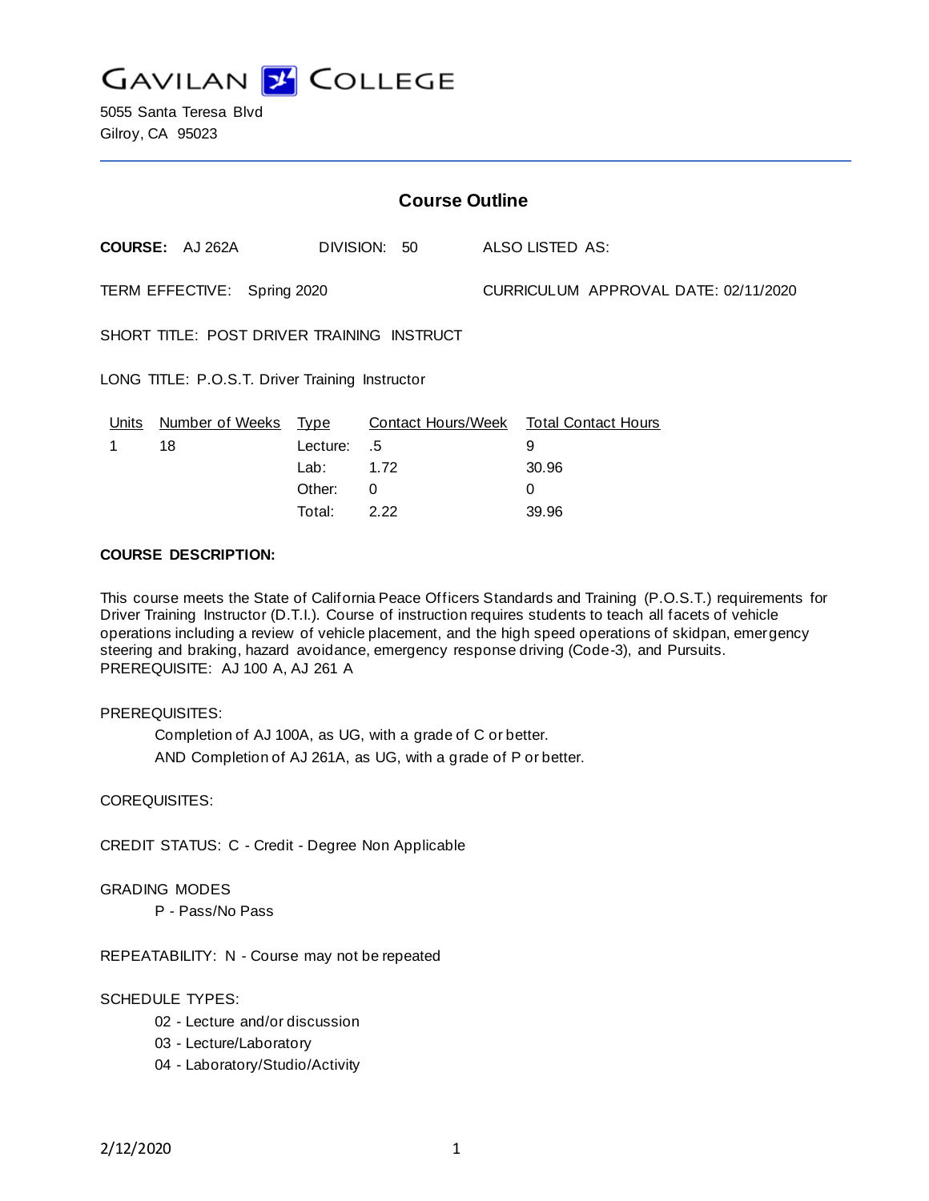# GAVILAN COLLEGE

5055 Santa Teresa Blvd
Gilroy, CA 95023

## Course Outline

**COURSE:** AJ 262A DIVISION: 50 ALSO LISTED AS:

TERM EFFECTIVE: Spring 2020 CURRICULUM APPROVAL DATE: 02/11/2020

SHORT TITLE: POST DRIVER TRAINING INSTRUCT

LONG TITLE: P.O.S.T. Driver Training Instructor

| Units | Number of Weeks | Type | Contact Hours/Week | Total Contact Hours |
|---|---|---|---|---|
| 1 | 18 | Lecture: | .5 | 9 |
| | | Lab: | 1.72 | 30.96 |
| | | Other: | 0 | 0 |
| | | Total: | 2.22 | 39.96 |

**COURSE DESCRIPTION:**

This course meets the State of California Peace Officers Standards and Training (P.O.S.T.) requirements for Driver Training Instructor (D.T.I.). Course of instruction requires students to teach all facets of vehicle operations including a review of vehicle placement, and the high speed operations of skidpan, emergency steering and braking, hazard avoidance, emergency response driving (Code-3), and Pursuits.
PREREQUISITE: AJ 100 A, AJ 261 A

PREREQUISITES:

Completion of AJ 100A, as UG, with a grade of C or better.
AND Completion of AJ 261A, as UG, with a grade of P or better.

COREQUISITES:

CREDIT STATUS: C - Credit - Degree Non Applicable

GRADING MODES

P - Pass/No Pass

REPEATABILITY: N - Course may not be repeated

SCHEDULE TYPES:

02 - Lecture and/or discussion
03 - Lecture/Laboratory
04 - Laboratory/Studio/Activity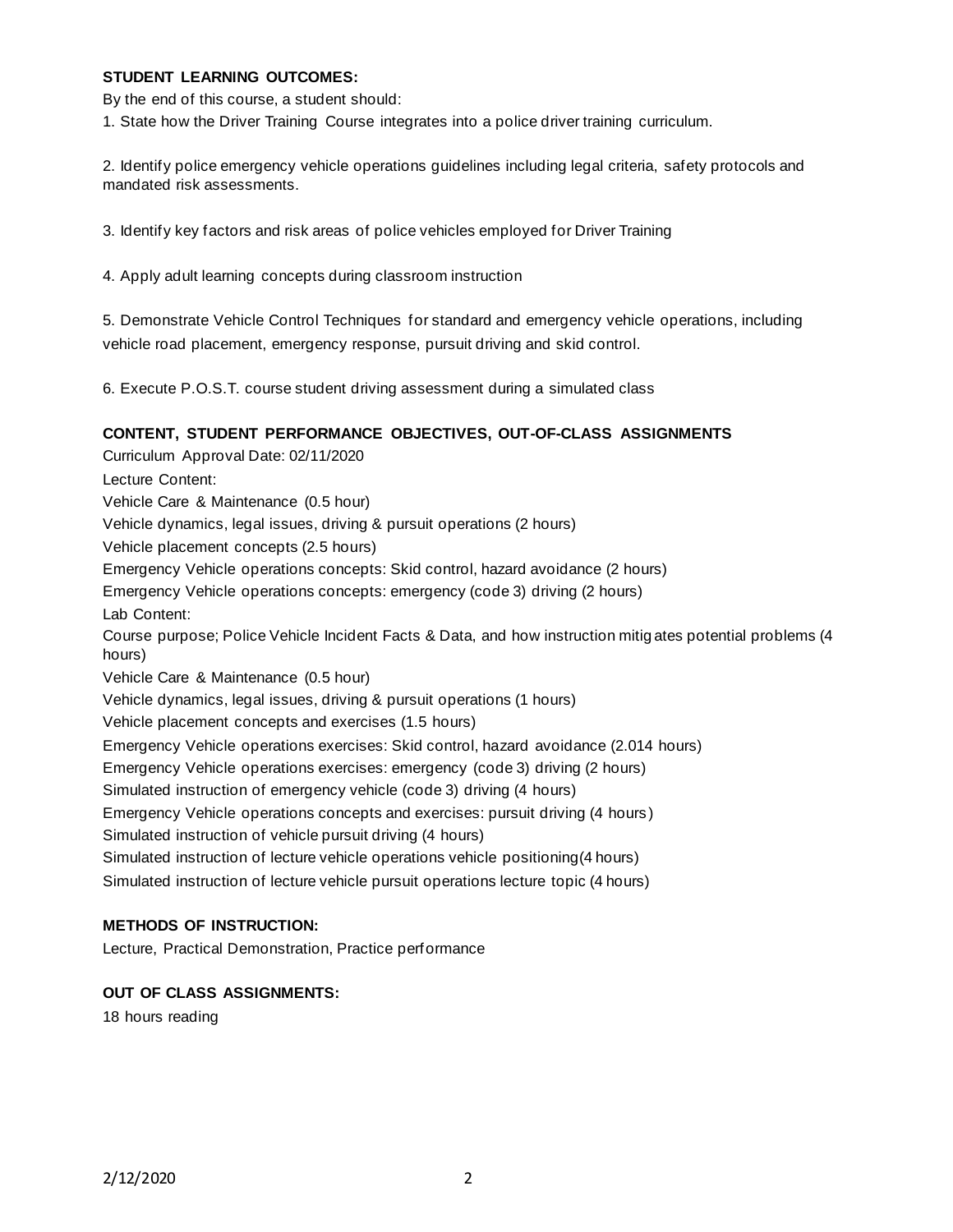## STUDENT LEARNING OUTCOMES:

By the end of this course, a student should:

1. State how the Driver Training Course integrates into a police driver training curriculum.

2. Identify police emergency vehicle operations guidelines including legal criteria, safety protocols and mandated risk assessments.

3. Identify key factors and risk areas of police vehicles employed for Driver Training

4. Apply adult learning concepts during classroom instruction

5. Demonstrate Vehicle Control Techniques for standard and emergency vehicle operations, including vehicle road placement, emergency response, pursuit driving and skid control.

6. Execute P.O.S.T. course student driving assessment during a simulated class

## CONTENT, STUDENT PERFORMANCE OBJECTIVES, OUT-OF-CLASS ASSIGNMENTS

Curriculum Approval Date: 02/11/2020

Lecture Content:

Vehicle Care & Maintenance (0.5 hour)

Vehicle dynamics, legal issues, driving & pursuit operations (2 hours)

Vehicle placement concepts (2.5 hours)

Emergency Vehicle operations concepts: Skid control, hazard avoidance (2 hours)

Emergency Vehicle operations concepts: emergency (code 3) driving (2 hours)

Lab Content:

Course purpose; Police Vehicle Incident Facts & Data, and how instruction mitigates potential problems (4 hours)

Vehicle Care & Maintenance (0.5 hour)

Vehicle dynamics, legal issues, driving & pursuit operations (1 hours)

Vehicle placement concepts and exercises (1.5 hours)

Emergency Vehicle operations exercises: Skid control, hazard avoidance (2.014 hours)

Emergency Vehicle operations exercises: emergency (code 3) driving (2 hours)

Simulated instruction of emergency vehicle (code 3) driving (4 hours)

Emergency Vehicle operations concepts and exercises: pursuit driving (4 hours)

Simulated instruction of vehicle pursuit driving (4 hours)

Simulated instruction of lecture vehicle operations vehicle positioning(4 hours)

Simulated instruction of lecture vehicle pursuit operations lecture topic (4 hours)

## METHODS OF INSTRUCTION:

Lecture, Practical Demonstration, Practice performance

## OUT OF CLASS ASSIGNMENTS:

18 hours reading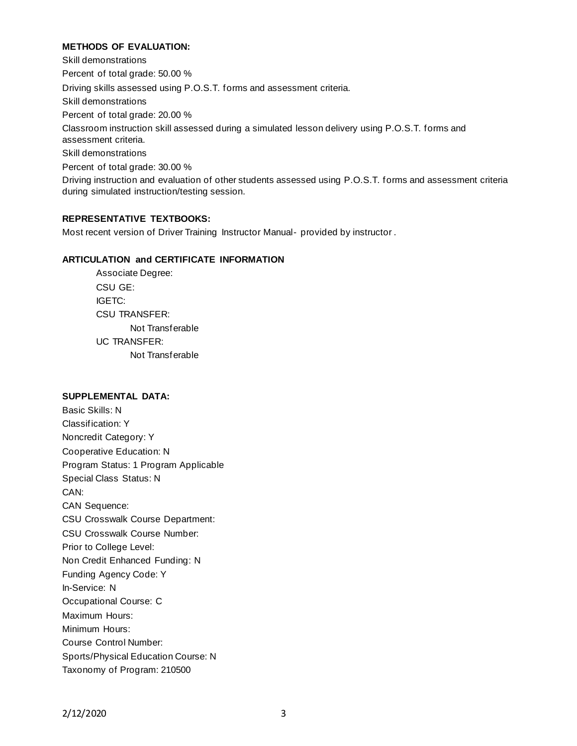**METHODS OF EVALUATION:**

Skill demonstrations

Percent of total grade: 50.00 %

Driving skills assessed using P.O.S.T. forms and assessment criteria.

Skill demonstrations

Percent of total grade: 20.00 %

Classroom instruction skill assessed during a simulated lesson delivery using P.O.S.T. forms and assessment criteria.

Skill demonstrations

Percent of total grade: 30.00 %

Driving instruction and evaluation of other students assessed using P.O.S.T. forms and assessment criteria during simulated instruction/testing session.

**REPRESENTATIVE TEXTBOOKS:**

Most recent version of Driver Training Instructor Manual- provided by instructor .

**ARTICULATION and CERTIFICATE INFORMATION**

Associate Degree:

CSU GE:

IGETC:

CSU TRANSFER:

Not Transferable

UC TRANSFER:

Not Transferable

**SUPPLEMENTAL DATA:**

Basic Skills: N

Classification: Y

Noncredit Category: Y

Cooperative Education: N

Program Status: 1 Program Applicable

Special Class Status: N

CAN:

CAN Sequence:

CSU Crosswalk Course Department:

CSU Crosswalk Course Number:

Prior to College Level:

Non Credit Enhanced Funding: N

Funding Agency Code: Y

In-Service: N

Occupational Course: C

Maximum Hours:

Minimum Hours:

Course Control Number:

Sports/Physical Education Course: N

Taxonomy of Program: 210500